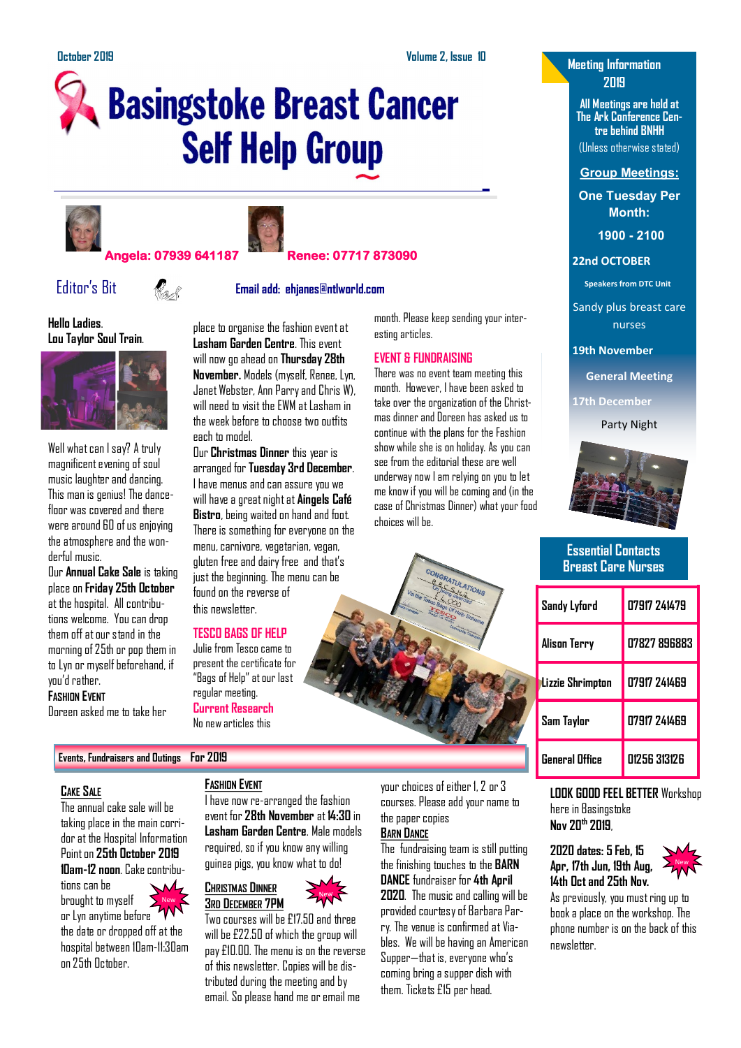# Basingstoke Breast Cancer Self Help Group

October 2019

**Angela: 07939 641187** **Renee: 07717 873090**

## Editor's Bit

**Email add: ehjanes@ntlworld.com**

**Hello Ladies.**
**Lou Taylor Soul Train.**

Well what can I say? A truly magnificent evening of soul music laughter and dancing. This man is genius! The dance-floor was covered and there were around 60 of us enjoying the atmosphere and the wonderful music.

Our **Annual Cake Sale** is taking place on **Friday 25th October** at the hospital. All contributions welcome. You can drop them off at our stand in the morning of 25th or pop them in to Lyn or myself beforehand, if you'd rather.

**FASHION EVENT**

Doreen asked me to take her place to organise the fashion event at **Lasham Garden Centre**. This event will now go ahead on **Thursday 28th November**. Models (myself, Renee, Lyn, Janet Webster, Ann Parry and Chris W), will need to visit the EWM at Lasham in the week before to choose two outfits each to model.

Our **Christmas Dinner** this year is arranged for **Tuesday 3rd December**. I have menus and can assure you we will have a great night at **Aingels Café Bistro**, being waited on hand and foot. There is something for everyone on the menu, carnivore, vegetarian, vegan, gluten free and dairy free and that's just the beginning. The menu can be found on the reverse of this newsletter.

**TESCO BAGS OF HELP**

Julie from Tesco came to present the certificate for "Bags of Help" at our last regular meeting.

**Current Research**

No new articles this month. Please keep sending your interesting articles.

**EVENT & FUNDRAISING**

There was no event team meeting this month. However, I have been asked to take over the organization of the Christmas dinner and Doreen has asked us to continue with the plans for the Fashion show while she is on holiday. As you can see from the editorial these are well underway now I am relying on you to let me know if you will be coming and (in the case of Christmas Dinner) what your food choices will be.

## Events, Fundraisers and Outings For 2019

**CAKE SALE**

The annual cake sale will be taking place in the main corridor at the Hospital Information Point on **25th October 2019 10am-12 noon**. Cake contributions can be brought to myself or Lyn anytime before the date or dropped off at the hospital between 10am-11:30am on 25th October.

**FASHION EVENT**

I have now re-arranged the fashion event for **28th November** at **14:30** in **Lasham Garden Centre**. Male models required, so if you know any willing guinea pigs, you know what to do!

**CHRISTMAS DINNER**
**3RD DECEMBER 7PM**

Two courses will be £17.50 and three will be £22.50 of which the group will pay £10.00. The menu is on the reverse of this newsletter. Copies will be distributed during the meeting and by email. So please hand me or email me your choices of either 1, 2 or 3 courses. Please add your name to the paper copies

**BARN DANCE**

The fundraising team is still putting the finishing touches to the **BARN DANCE** fundraiser for **4th April 2020**. The music and calling will be provided courtesy of Barbara Parry. The venue is confirmed at Viables. We will be having an American Supper—that is, everyone who's coming bring a supper dish with them. Tickets £15 per head.

## Meeting Information 2019

**All Meetings are held at The Ark Conference Centre behind BNHH**
(Unless otherwise stated)

**Group Meetings:**

**One Tuesday Per Month:**

**1900 - 2100**

**22nd OCTOBER**
Speakers from DTC Unit
Sandy plus breast care nurses

**19th November**
General Meeting

**17th December**
Party Night

## Essential Contacts Breast Care Nurses

| Name | Number |
|---|---|
| Sandy Lyford | 07917 241479 |
| Alison Terry | 07827 896883 |
| Lizzie Shrimpton | 07917 241469 |
| Sam Taylor | 07917 241469 |
| General Office | 01256 313126 |

**LOOK GOOD FEEL BETTER** Workshop here in Basingstoke
**Nov 20th 2019.**

**2020 dates: 5 Feb, 15 Apr, 17th Jun, 19th Aug, 14th Oct and 25th Nov.**

As previously, you must ring up to book a place on the workshop. The phone number is on the back of this newsletter.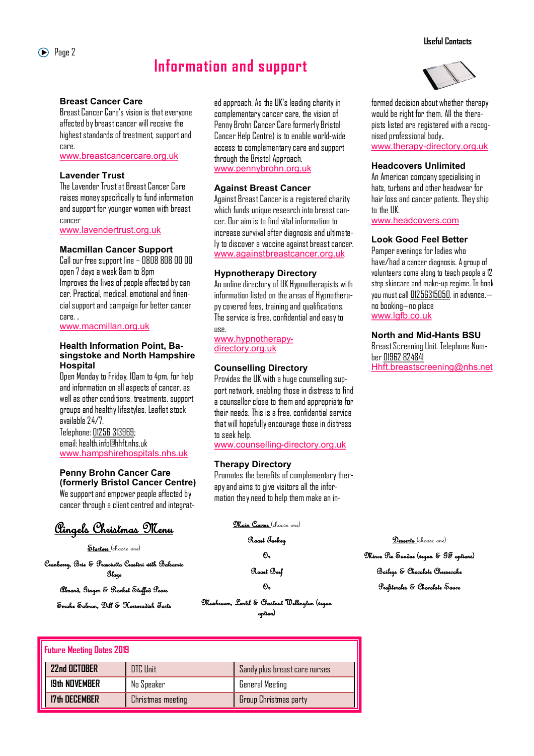# Information and support

Useful Contacts

### Breast Cancer Care

Breast Cancer Care's vision is that everyone affected by breast cancer will receive the highest standards of treatment, support and care.

www.breastcancercare.org.uk

### Lavender Trust

The Lavender Trust at Breast Cancer Care raises money specifically to fund information and support for younger women with breast cancer

www.lavendertrust.org.uk

### Macmillan Cancer Support

Call our free support line – 0808 808 00 00 open 7 days a week 8am to 8pm

Improves the lives of people affected by cancer. Practical, medical, emotional and financial support and campaign for better cancer care. .

www.macmillan.org.uk

### Health Information Point, Basingstoke and North Hampshire Hospital

Open Monday to Friday, 10am to 4pm, for help and information on all aspects of cancer, as well as other conditions, treatments, support groups and healthy lifestyles. Leaflet stock available 24/7.

Telephone: 01256 313969;

email: health.info@hhft.nhs.uk

www.hampshirehospitals.nhs.uk

### Penny Brohn Cancer Care (formerly Bristol Cancer Centre)

We support and empower people affected by cancer through a client centred and integrated approach. As the UK's leading charity in complementary cancer care, the vision of Penny Brohn Cancer Care formerly Bristol Cancer Help Centre) is to enable world-wide access to complementary care and support through the Bristol Approach.

www.pennybrohn.org.uk

### Against Breast Cancer

Against Breast Cancer is a registered charity which funds unique research into breast cancer. Our aim is to find vital information to increase survival after diagnosis and ultimately to discover a vaccine against breast cancer.

www.againstbreastcancer.org.uk

### Hypnotherapy Directory

An online directory of UK Hypnotherapists with information listed on the areas of Hypnotherapy covered fees, training and qualifications. The service is free, confidential and easy to use.

www.hypnotherapy-directory.org.uk

### Counselling Directory

Provides the UK with a huge counselling support network, enabling those in distress to find a counsellor close to them and appropriate for their needs. This is a free, confidential service that will hopefully encourage those in distress to seek help.

www.counselling-directory.org.uk

### Therapy Directory

Promotes the benefits of complementary therapy and aims to give visitors all the information they need to help them make an informed decision about whether therapy would be right for them. All the therapists listed are registered with a recognised professional body.

www.therapy-directory.org.uk

### Headcovers Unlimited

An American company specialising in hats, turbans and other headwear for hair loss and cancer patients. They ship to the UK.

www.headcovers.com

### Look Good Feel Better

Pamper evenings for ladies who have/had a cancer diagnosis. A group of volunteers come along to teach people a 12 step skincare and make-up regime. To book you must call 01256315050. in advance.—no booking—no place

www.lgfb.co.uk

### North and Mid-Hants BSU

Breast Screening Unit. Telephone Number 01962 824841

Hhft.breastscreening@nhs.net

## Aingels Christmas Menu

**Starters** (choose one)

Cranberry, Brie & Prosciutto Crostini with Balsamic Glaze

Almond, Ginger & Rocket Stuffed Pears

Smoke Salmon, Dill & Horseradish Tarts

**Main Course** (choose one)

Roast Turkey

Or

Roast Beef

Or

Mushroom, Lentil & Chestnut Wellington (vegan option)

**Desserts** (choose one)

Mince Pie Sundae (vegan & GF options)

Baileys & Chocolate Cheesecake

Profiteroles & Chocolate Sauce

## Future Meeting Dates 2019

| | | |
|---|---|---|
| 22nd OCTOBER | DTC Unit | Sandy plus breast care nurses |
| 19th NOVEMBER | No Speaker | General Meeting |
| 17th DECEMBER | Christmas meeting | Group Christmas party |